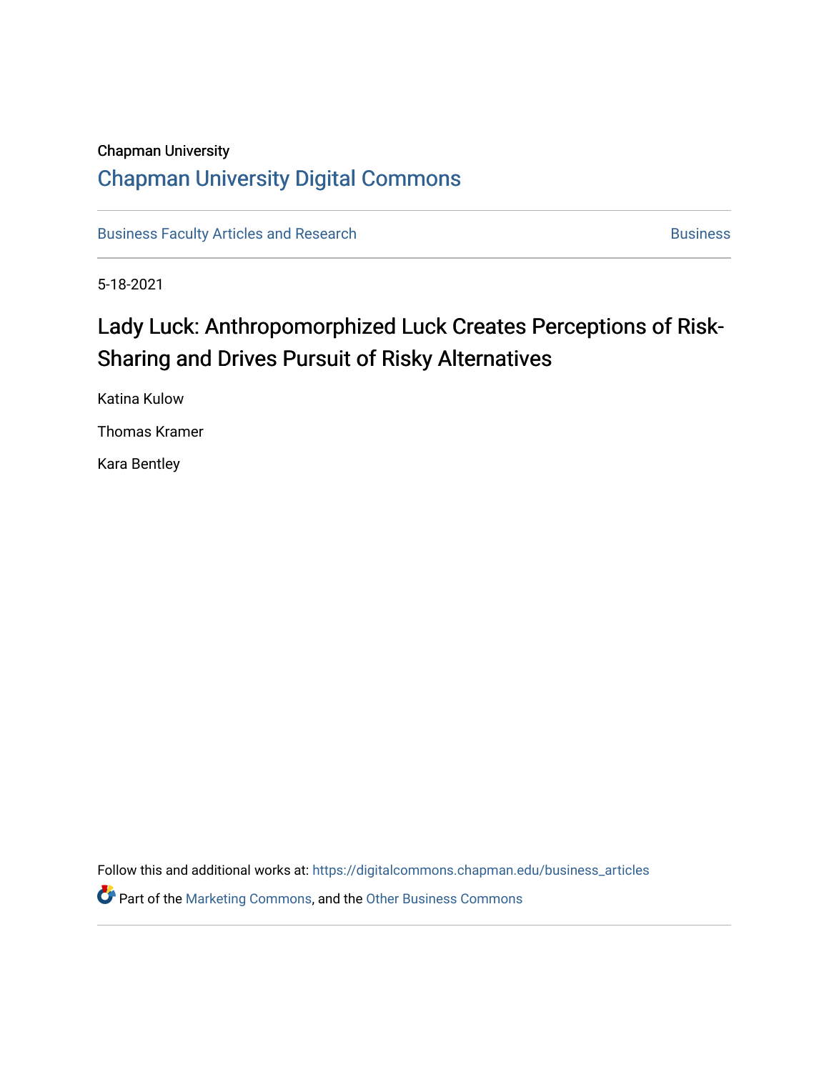Chapman University

## Chapman University Digital Commons

Business Faculty Articles and Research | Business

5-18-2021

# Lady Luck: Anthropomorphized Luck Creates Perceptions of Risk-Sharing and Drives Pursuit of Risky Alternatives

Katina Kulow

Thomas Kramer

Kara Bentley

Follow this and additional works at: https://digitalcommons.chapman.edu/business_articles

Part of the Marketing Commons, and the Other Business Commons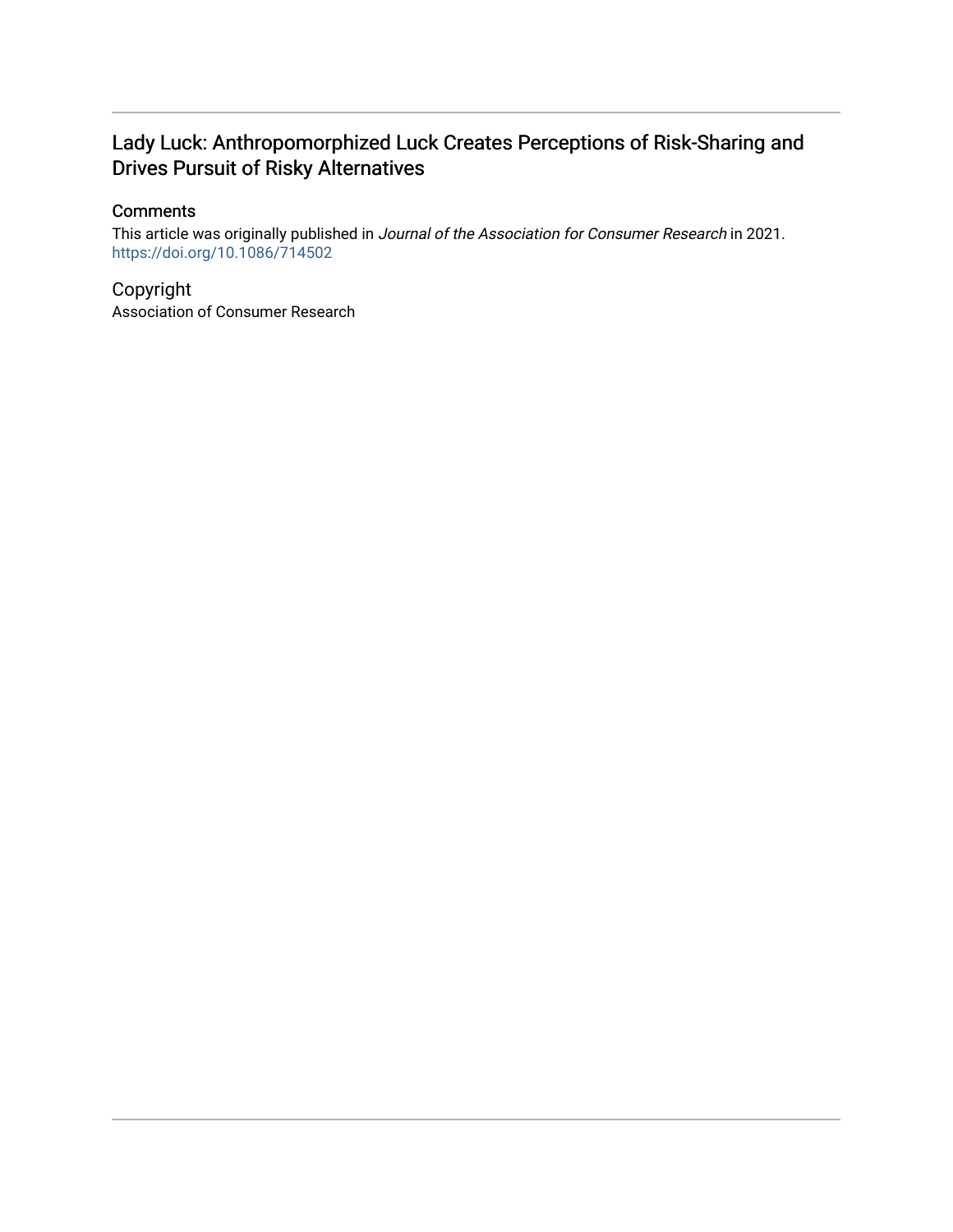# Lady Luck: Anthropomorphized Luck Creates Perceptions of Risk-Sharing and Drives Pursuit of Risky Alternatives

## Comments

This article was originally published in *Journal of the Association for Consumer Research* in 2021. https://doi.org/10.1086/714502

## Copyright

Association of Consumer Research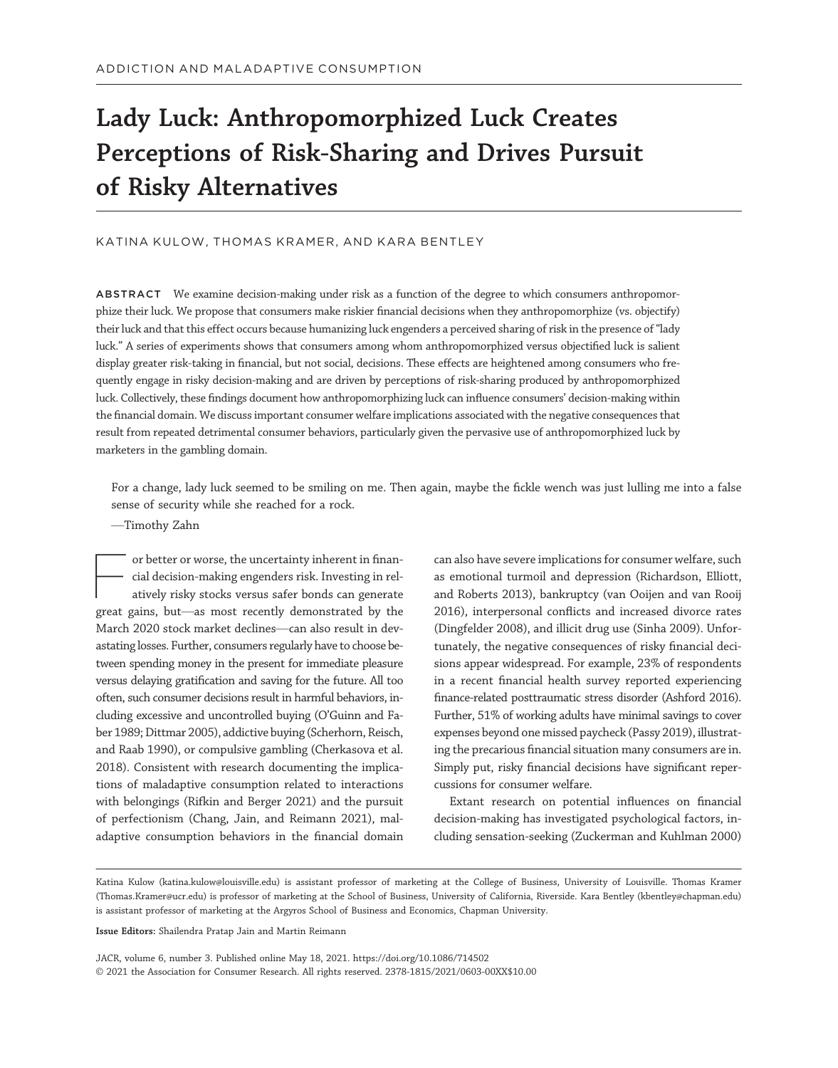ADDICTION AND MALADAPTIVE CONSUMPTION

# Lady Luck: Anthropomorphized Luck Creates Perceptions of Risk-Sharing and Drives Pursuit of Risky Alternatives

KATINA KULOW, THOMAS KRAMER, AND KARA BENTLEY

**ABSTRACT** We examine decision-making under risk as a function of the degree to which consumers anthropomorphize their luck. We propose that consumers make riskier financial decisions when they anthropomorphize (vs. objectify) their luck and that this effect occurs because humanizing luck engenders a perceived sharing of risk in the presence of "lady luck." A series of experiments shows that consumers among whom anthropomorphized versus objectified luck is salient display greater risk-taking in financial, but not social, decisions. These effects are heightened among consumers who frequently engage in risky decision-making and are driven by perceptions of risk-sharing produced by anthropomorphized luck. Collectively, these findings document how anthropomorphizing luck can influence consumers' decision-making within the financial domain. We discuss important consumer welfare implications associated with the negative consequences that result from repeated detrimental consumer behaviors, particularly given the pervasive use of anthropomorphized luck by marketers in the gambling domain.

> For a change, lady luck seemed to be smiling on me. Then again, maybe the fickle wench was just lulling me into a false sense of security while she reached for a rock.
>
> —Timothy Zahn

For better or worse, the uncertainty inherent in financial decision-making engenders risk. Investing in relatively risky stocks versus safer bonds can generate great gains, but—as most recently demonstrated by the March 2020 stock market declines—can also result in devastating losses. Further, consumers regularly have to choose between spending money in the present for immediate pleasure versus delaying gratification and saving for the future. All too often, such consumer decisions result in harmful behaviors, including excessive and uncontrolled buying (O'Guinn and Faber 1989; Dittmar 2005), addictive buying (Scherhorn, Reisch, and Raab 1990), or compulsive gambling (Cherkasova et al. 2018). Consistent with research documenting the implications of maladaptive consumption related to interactions with belongings (Rifkin and Berger 2021) and the pursuit of perfectionism (Chang, Jain, and Reimann 2021), maladaptive consumption behaviors in the financial domain can also have severe implications for consumer welfare, such as emotional turmoil and depression (Richardson, Elliott, and Roberts 2013), bankruptcy (van Ooijen and van Rooij 2016), interpersonal conflicts and increased divorce rates (Dingfelder 2008), and illicit drug use (Sinha 2009). Unfortunately, the negative consequences of risky financial decisions appear widespread. For example, 23% of respondents in a recent financial health survey reported experiencing finance-related posttraumatic stress disorder (Ashford 2016). Further, 51% of working adults have minimal savings to cover expenses beyond one missed paycheck (Passy 2019), illustrating the precarious financial situation many consumers are in. Simply put, risky financial decisions have significant repercussions for consumer welfare.

Extant research on potential influences on financial decision-making has investigated psychological factors, including sensation-seeking (Zuckerman and Kuhlman 2000)

---

Katina Kulow (katina.kulow@louisville.edu) is assistant professor of marketing at the College of Business, University of Louisville. Thomas Kramer (Thomas.Kramer@ucr.edu) is professor of marketing at the School of Business, University of California, Riverside. Kara Bentley (kbentley@chapman.edu) is assistant professor of marketing at the Argyros School of Business and Economics, Chapman University.

**Issue Editors:** Shailendra Pratap Jain and Martin Reimann

JACR, volume 6, number 3. Published online May 18, 2021. https://doi.org/10.1086/714502
© 2021 the Association for Consumer Research. All rights reserved. 2378-1815/2021/0603-00XX$10.00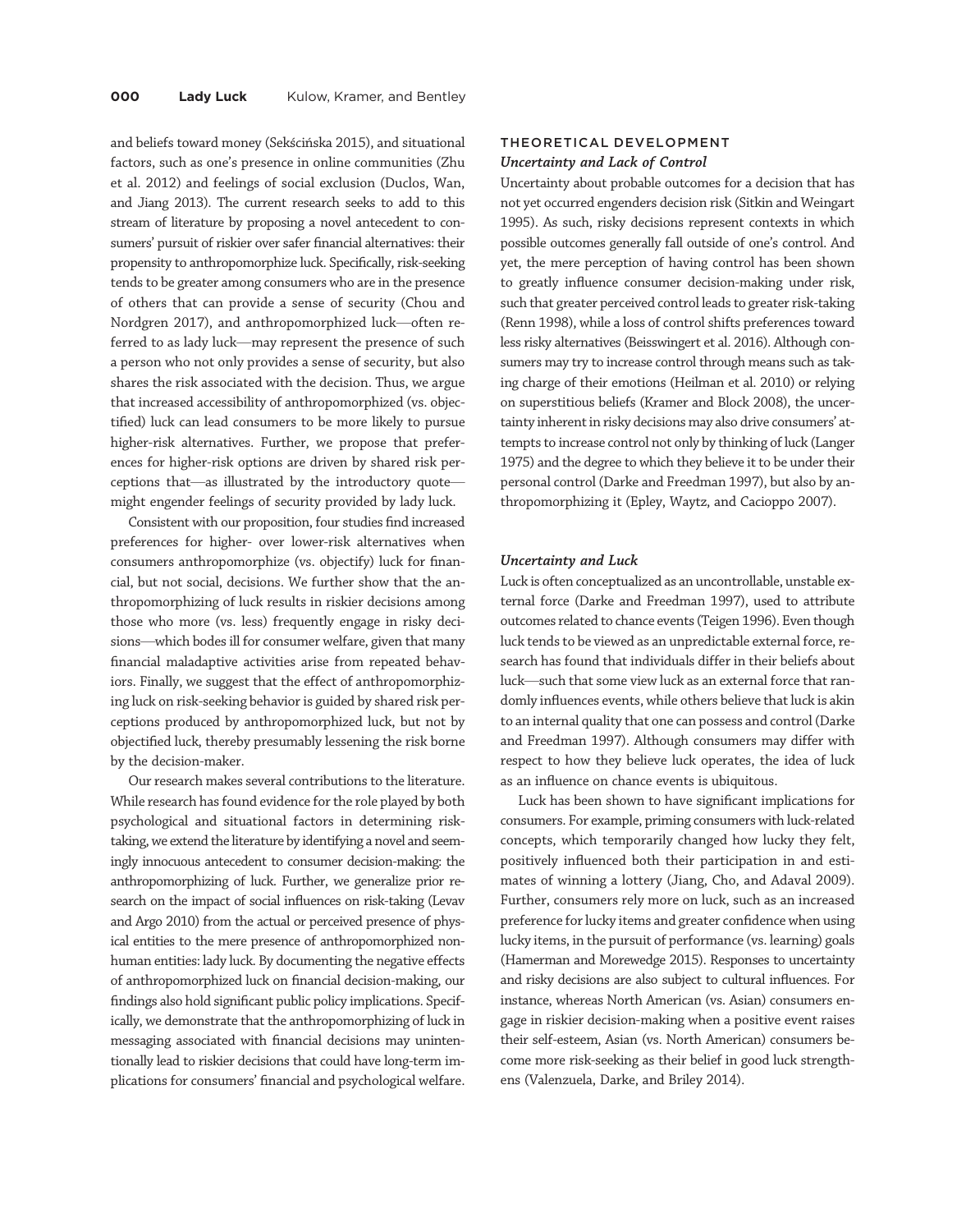and beliefs toward money (Sekścińska 2015), and situational factors, such as one's presence in online communities (Zhu et al. 2012) and feelings of social exclusion (Duclos, Wan, and Jiang 2013). The current research seeks to add to this stream of literature by proposing a novel antecedent to consumers' pursuit of riskier over safer financial alternatives: their propensity to anthropomorphize luck. Specifically, risk-seeking tends to be greater among consumers who are in the presence of others that can provide a sense of security (Chou and Nordgren 2017), and anthropomorphized luck—often referred to as lady luck—may represent the presence of such a person who not only provides a sense of security, but also shares the risk associated with the decision. Thus, we argue that increased accessibility of anthropomorphized (vs. objectified) luck can lead consumers to be more likely to pursue higher-risk alternatives. Further, we propose that preferences for higher-risk options are driven by shared risk perceptions that—as illustrated by the introductory quote—might engender feelings of security provided by lady luck.

Consistent with our proposition, four studies find increased preferences for higher- over lower-risk alternatives when consumers anthropomorphize (vs. objectify) luck for financial, but not social, decisions. We further show that the anthropomorphizing of luck results in riskier decisions among those who more (vs. less) frequently engage in risky decisions—which bodes ill for consumer welfare, given that many financial maladaptive activities arise from repeated behaviors. Finally, we suggest that the effect of anthropomorphizing luck on risk-seeking behavior is guided by shared risk perceptions produced by anthropomorphized luck, but not by objectified luck, thereby presumably lessening the risk borne by the decision-maker.

Our research makes several contributions to the literature. While research has found evidence for the role played by both psychological and situational factors in determining risk-taking, we extend the literature by identifying a novel and seemingly innocuous antecedent to consumer decision-making: the anthropomorphizing of luck. Further, we generalize prior research on the impact of social influences on risk-taking (Levav and Argo 2010) from the actual or perceived presence of physical entities to the mere presence of anthropomorphized nonhuman entities: lady luck. By documenting the negative effects of anthropomorphized luck on financial decision-making, our findings also hold significant public policy implications. Specifically, we demonstrate that the anthropomorphizing of luck in messaging associated with financial decisions may unintentionally lead to riskier decisions that could have long-term implications for consumers' financial and psychological welfare.

## THEORETICAL DEVELOPMENT

### *Uncertainty and Lack of Control*

Uncertainty about probable outcomes for a decision that has not yet occurred engenders decision risk (Sitkin and Weingart 1995). As such, risky decisions represent contexts in which possible outcomes generally fall outside of one's control. And yet, the mere perception of having control has been shown to greatly influence consumer decision-making under risk, such that greater perceived control leads to greater risk-taking (Renn 1998), while a loss of control shifts preferences toward less risky alternatives (Beisswingert et al. 2016). Although consumers may try to increase control through means such as taking charge of their emotions (Heilman et al. 2010) or relying on superstitious beliefs (Kramer and Block 2008), the uncertainty inherent in risky decisions may also drive consumers' attempts to increase control not only by thinking of luck (Langer 1975) and the degree to which they believe it to be under their personal control (Darke and Freedman 1997), but also by anthropomorphizing it (Epley, Waytz, and Cacioppo 2007).

### *Uncertainty and Luck*

Luck is often conceptualized as an uncontrollable, unstable external force (Darke and Freedman 1997), used to attribute outcomes related to chance events (Teigen 1996). Even though luck tends to be viewed as an unpredictable external force, research has found that individuals differ in their beliefs about luck—such that some view luck as an external force that randomly influences events, while others believe that luck is akin to an internal quality that one can possess and control (Darke and Freedman 1997). Although consumers may differ with respect to how they believe luck operates, the idea of luck as an influence on chance events is ubiquitous.

Luck has been shown to have significant implications for consumers. For example, priming consumers with luck-related concepts, which temporarily changed how lucky they felt, positively influenced both their participation in and estimates of winning a lottery (Jiang, Cho, and Adaval 2009). Further, consumers rely more on luck, such as an increased preference for lucky items and greater confidence when using lucky items, in the pursuit of performance (vs. learning) goals (Hamerman and Morewedge 2015). Responses to uncertainty and risky decisions are also subject to cultural influences. For instance, whereas North American (vs. Asian) consumers engage in riskier decision-making when a positive event raises their self-esteem, Asian (vs. North American) consumers become more risk-seeking as their belief in good luck strengthens (Valenzuela, Darke, and Briley 2014).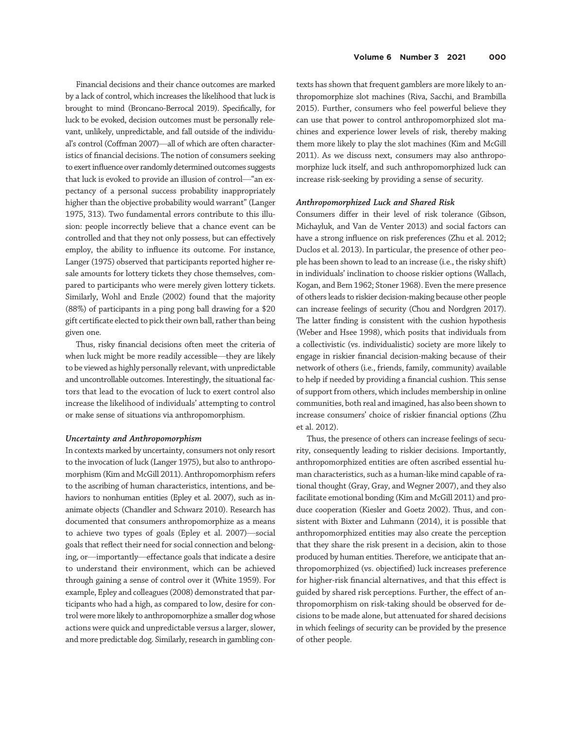Financial decisions and their chance outcomes are marked by a lack of control, which increases the likelihood that luck is brought to mind (Broncano-Berrocal 2019). Specifically, for luck to be evoked, decision outcomes must be personally relevant, unlikely, unpredictable, and fall outside of the individual's control (Coffman 2007)—all of which are often characteristics of financial decisions. The notion of consumers seeking to exert influence over randomly determined outcomes suggests that luck is evoked to provide an illusion of control—"an expectancy of a personal success probability inappropriately higher than the objective probability would warrant" (Langer 1975, 313). Two fundamental errors contribute to this illusion: people incorrectly believe that a chance event can be controlled and that they not only possess, but can effectively employ, the ability to influence its outcome. For instance, Langer (1975) observed that participants reported higher resale amounts for lottery tickets they chose themselves, compared to participants who were merely given lottery tickets. Similarly, Wohl and Enzle (2002) found that the majority (88%) of participants in a ping pong ball drawing for a $20 gift certificate elected to pick their own ball, rather than being given one.

Thus, risky financial decisions often meet the criteria of when luck might be more readily accessible—they are likely to be viewed as highly personally relevant, with unpredictable and uncontrollable outcomes. Interestingly, the situational factors that lead to the evocation of luck to exert control also increase the likelihood of individuals' attempting to control or make sense of situations via anthropomorphism.

### *Uncertainty and Anthropomorphism*

In contexts marked by uncertainty, consumers not only resort to the invocation of luck (Langer 1975), but also to anthropomorphism (Kim and McGill 2011). Anthropomorphism refers to the ascribing of human characteristics, intentions, and behaviors to nonhuman entities (Epley et al. 2007), such as inanimate objects (Chandler and Schwarz 2010). Research has documented that consumers anthropomorphize as a means to achieve two types of goals (Epley et al. 2007)—social goals that reflect their need for social connection and belonging, or—importantly—effectance goals that indicate a desire to understand their environment, which can be achieved through gaining a sense of control over it (White 1959). For example, Epley and colleagues (2008) demonstrated that participants who had a high, as compared to low, desire for control were more likely to anthropomorphize a smaller dog whose actions were quick and unpredictable versus a larger, slower, and more predictable dog. Similarly, research in gambling contexts has shown that frequent gamblers are more likely to anthropomorphize slot machines (Riva, Sacchi, and Brambilla 2015). Further, consumers who feel powerful believe they can use that power to control anthropomorphized slot machines and experience lower levels of risk, thereby making them more likely to play the slot machines (Kim and McGill 2011). As we discuss next, consumers may also anthropomorphize luck itself, and such anthropomorphized luck can increase risk-seeking by providing a sense of security.

### *Anthropomorphized Luck and Shared Risk*

Consumers differ in their level of risk tolerance (Gibson, Michayluk, and Van de Venter 2013) and social factors can have a strong influence on risk preferences (Zhu et al. 2012; Duclos et al. 2013). In particular, the presence of other people has been shown to lead to an increase (i.e., the risky shift) in individuals' inclination to choose riskier options (Wallach, Kogan, and Bem 1962; Stoner 1968). Even the mere presence of others leads to riskier decision-making because other people can increase feelings of security (Chou and Nordgren 2017). The latter finding is consistent with the cushion hypothesis (Weber and Hsee 1998), which posits that individuals from a collectivistic (vs. individualistic) society are more likely to engage in riskier financial decision-making because of their network of others (i.e., friends, family, community) available to help if needed by providing a financial cushion. This sense of support from others, which includes membership in online communities, both real and imagined, has also been shown to increase consumers' choice of riskier financial options (Zhu et al. 2012).

Thus, the presence of others can increase feelings of security, consequently leading to riskier decisions. Importantly, anthropomorphized entities are often ascribed essential human characteristics, such as a human-like mind capable of rational thought (Gray, Gray, and Wegner 2007), and they also facilitate emotional bonding (Kim and McGill 2011) and produce cooperation (Kiesler and Goetz 2002). Thus, and consistent with Bixter and Luhmann (2014), it is possible that anthropomorphized entities may also create the perception that they share the risk present in a decision, akin to those produced by human entities. Therefore, we anticipate that anthropomorphized (vs. objectified) luck increases preference for higher-risk financial alternatives, and that this effect is guided by shared risk perceptions. Further, the effect of anthropomorphism on risk-taking should be observed for decisions to be made alone, but attenuated for shared decisions in which feelings of security can be provided by the presence of other people.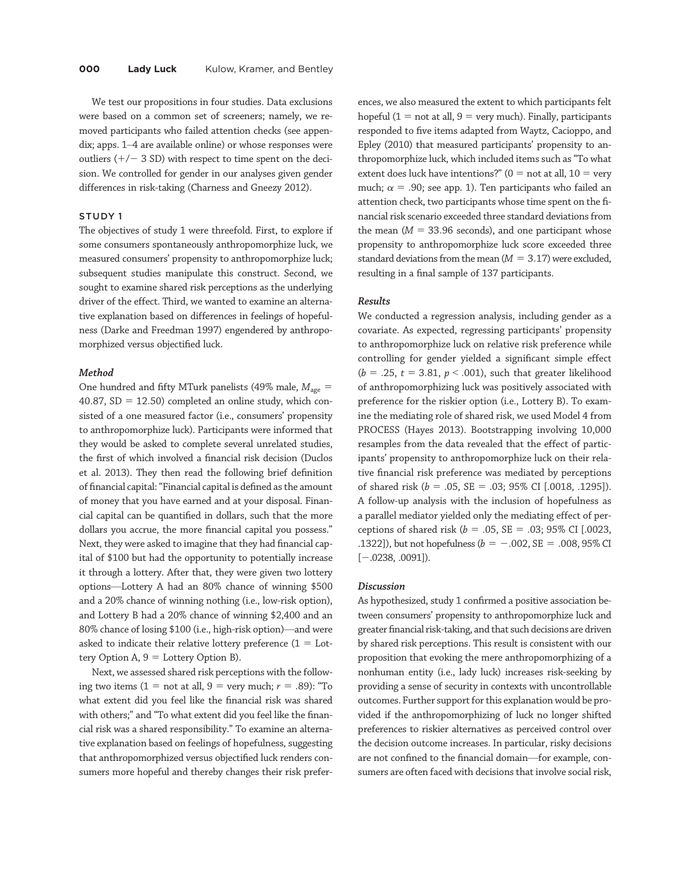We test our propositions in four studies. Data exclusions were based on a common set of screeners; namely, we removed participants who failed attention checks (see appendix; apps. 1–4 are available online) or whose responses were outliers (+/− 3 SD) with respect to time spent on the decision. We controlled for gender in our analyses given gender differences in risk-taking (Charness and Gneezy 2012).

## STUDY 1

The objectives of study 1 were threefold. First, to explore if some consumers spontaneously anthropomorphize luck, we measured consumers' propensity to anthropomorphize luck; subsequent studies manipulate this construct. Second, we sought to examine shared risk perceptions as the underlying driver of the effect. Third, we wanted to examine an alternative explanation based on differences in feelings of hopefulness (Darke and Freedman 1997) engendered by anthropomorphized versus objectified luck.

### *Method*

One hundred and fifty MTurk panelists (49% male, $M_{age}$ = 40.87, SD = 12.50) completed an online study, which consisted of a one measured factor (i.e., consumers' propensity to anthropomorphize luck). Participants were informed that they would be asked to complete several unrelated studies, the first of which involved a financial risk decision (Duclos et al. 2013). They then read the following brief definition of financial capital: "Financial capital is defined as the amount of money that you have earned and at your disposal. Financial capital can be quantified in dollars, such that the more dollars you accrue, the more financial capital you possess." Next, they were asked to imagine that they had financial capital of $100 but had the opportunity to potentially increase it through a lottery. After that, they were given two lottery options—Lottery A had an 80% chance of winning $500 and a 20% chance of winning nothing (i.e., low-risk option), and Lottery B had a 20% chance of winning $2,400 and an 80% chance of losing $100 (i.e., high-risk option)—and were asked to indicate their relative lottery preference (1 = Lottery Option A, 9 = Lottery Option B).

Next, we assessed shared risk perceptions with the following two items (1 = not at all, 9 = very much; $r$ = .89): "To what extent did you feel like the financial risk was shared with others;" and "To what extent did you feel like the financial risk was a shared responsibility." To examine an alternative explanation based on feelings of hopefulness, suggesting that anthropomorphized versus objectified luck renders consumers more hopeful and thereby changes their risk preferences, we also measured the extent to which participants felt hopeful (1 = not at all, 9 = very much). Finally, participants responded to five items adapted from Waytz, Cacioppo, and Epley (2010) that measured participants' propensity to anthropomorphize luck, which included items such as "To what extent does luck have intentions?" (0 = not at all, 10 = very much; $\alpha$ = .90; see app. 1). Ten participants who failed an attention check, two participants whose time spent on the financial risk scenario exceeded three standard deviations from the mean ($M$ = 33.96 seconds), and one participant whose propensity to anthropomorphize luck score exceeded three standard deviations from the mean ($M$ = 3.17) were excluded, resulting in a final sample of 137 participants.

### *Results*

We conducted a regression analysis, including gender as a covariate. As expected, regressing participants' propensity to anthropomorphize luck on relative risk preference while controlling for gender yielded a significant simple effect ($b$ = .25, $t$ = 3.81, $p < .001$), such that greater likelihood of anthropomorphizing luck was positively associated with preference for the riskier option (i.e., Lottery B). To examine the mediating role of shared risk, we used Model 4 from PROCESS (Hayes 2013). Bootstrapping involving 10,000 resamples from the data revealed that the effect of participants' propensity to anthropomorphize luck on their relative financial risk preference was mediated by perceptions of shared risk ($b$ = .05, SE = .03; 95% CI [.0018, .1295]). A follow-up analysis with the inclusion of hopefulness as a parallel mediator yielded only the mediating effect of perceptions of shared risk ($b$ = .05, SE = .03; 95% CI [.0023, .1322]), but not hopefulness ($b$ = −.002, SE = .008, 95% CI [−.0238, .0091]).

### *Discussion*

As hypothesized, study 1 confirmed a positive association between consumers' propensity to anthropomorphize luck and greater financial risk-taking, and that such decisions are driven by shared risk perceptions. This result is consistent with our proposition that evoking the mere anthropomorphizing of a nonhuman entity (i.e., lady luck) increases risk-seeking by providing a sense of security in contexts with uncontrollable outcomes. Further support for this explanation would be provided if the anthropomorphizing of luck no longer shifted preferences to riskier alternatives as perceived control over the decision outcome increases. In particular, risky decisions are not confined to the financial domain—for example, consumers are often faced with decisions that involve social risk,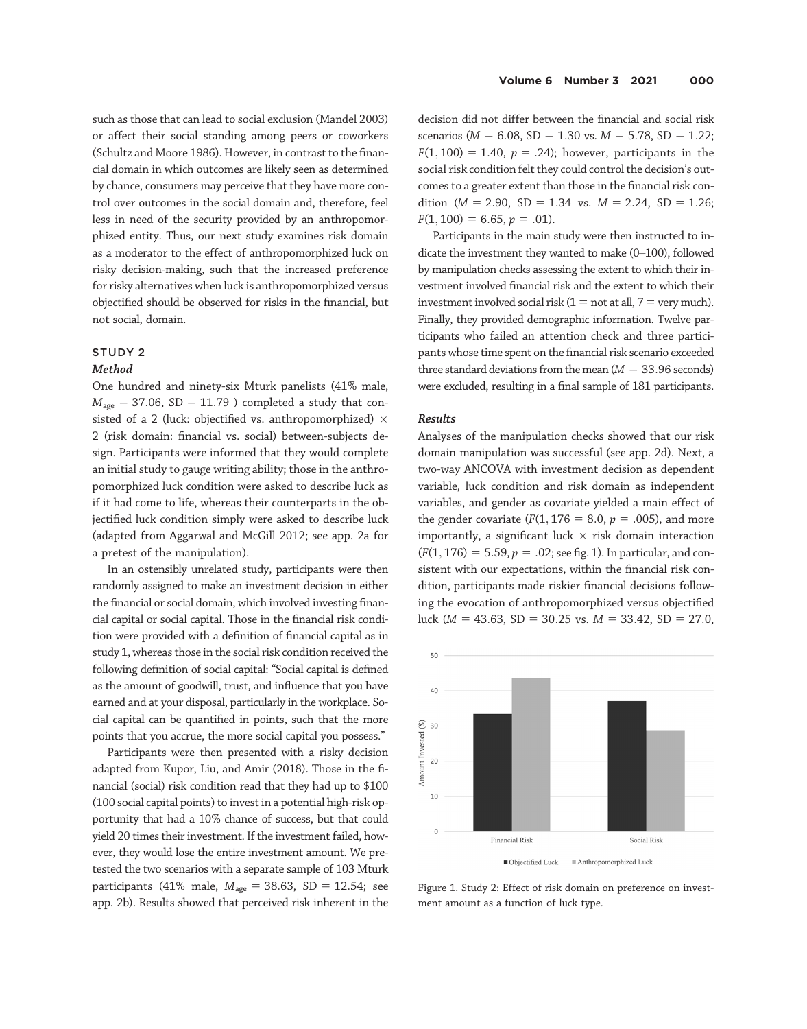such as those that can lead to social exclusion (Mandel 2003) or affect their social standing among peers or coworkers (Schultz and Moore 1986). However, in contrast to the financial domain in which outcomes are likely seen as determined by chance, consumers may perceive that they have more control over outcomes in the social domain and, therefore, feel less in need of the security provided by an anthropomorphized entity. Thus, our next study examines risk domain as a moderator to the effect of anthropomorphized luck on risky decision-making, such that the increased preference for risky alternatives when luck is anthropomorphized versus objectified should be observed for risks in the financial, but not social, domain.

## STUDY 2

### *Method*

One hundred and ninety-six Mturk panelists (41% male, $M_{age} = 37.06$, SD = 11.79 ) completed a study that consisted of a 2 (luck: objectified vs. anthropomorphized) × 2 (risk domain: financial vs. social) between-subjects design. Participants were informed that they would complete an initial study to gauge writing ability; those in the anthropomorphized luck condition were asked to describe luck as if it had come to life, whereas their counterparts in the objectified luck condition simply were asked to describe luck (adapted from Aggarwal and McGill 2012; see app. 2a for a pretest of the manipulation).

In an ostensibly unrelated study, participants were then randomly assigned to make an investment decision in either the financial or social domain, which involved investing financial capital or social capital. Those in the financial risk condition were provided with a definition of financial capital as in study 1, whereas those in the social risk condition received the following definition of social capital: "Social capital is defined as the amount of goodwill, trust, and influence that you have earned and at your disposal, particularly in the workplace. Social capital can be quantified in points, such that the more points that you accrue, the more social capital you possess."

Participants were then presented with a risky decision adapted from Kupor, Liu, and Amir (2018). Those in the financial (social) risk condition read that they had up to $100 (100 social capital points) to invest in a potential high-risk opportunity that had a 10% chance of success, but that could yield 20 times their investment. If the investment failed, however, they would lose the entire investment amount. We pretested the two scenarios with a separate sample of 103 Mturk participants (41% male, $M_{age} = 38.63$, SD = 12.54; see app. 2b). Results showed that perceived risk inherent in the decision did not differ between the financial and social risk scenarios ($M = 6.08$, SD = 1.30 vs. $M = 5.78$, SD = 1.22; $F(1, 100) = 1.40$, $p = .24$); however, participants in the social risk condition felt they could control the decision's outcomes to a greater extent than those in the financial risk condition ($M = 2.90$, SD = 1.34 vs. $M = 2.24$, SD = 1.26; $F(1, 100) = 6.65$, $p = .01$).

Participants in the main study were then instructed to indicate the investment they wanted to make (0–100), followed by manipulation checks assessing the extent to which their investment involved financial risk and the extent to which their investment involved social risk (1 = not at all, 7 = very much). Finally, they provided demographic information. Twelve participants who failed an attention check and three participants whose time spent on the financial risk scenario exceeded three standard deviations from the mean ($M = 33.96$ seconds) were excluded, resulting in a final sample of 181 participants.

### *Results*

Analyses of the manipulation checks showed that our risk domain manipulation was successful (see app. 2d). Next, a two-way ANCOVA with investment decision as dependent variable, luck condition and risk domain as independent variables, and gender as covariate yielded a main effect of the gender covariate ($F(1, 176 = 8.0$, $p = .005$), and more importantly, a significant luck × risk domain interaction ($F(1, 176) = 5.59$, $p = .02$; see fig. 1). In particular, and consistent with our expectations, within the financial risk condition, participants made riskier financial decisions following the evocation of anthropomorphized versus objectified luck ($M = 43.63$, SD = 30.25 vs. $M = 33.42$, SD = 27.0,

Figure 1. Study 2: Effect of risk domain on preference on investment amount as a function of luck type.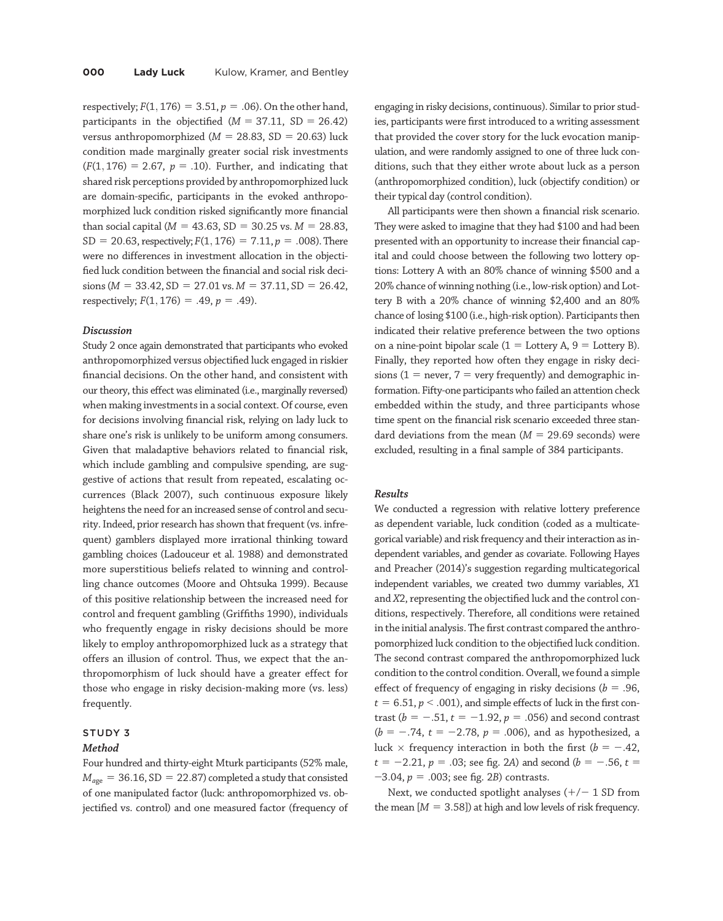respectively; $F(1, 176) = 3.51$, $p = .06$). On the other hand, participants in the objectified ($M = 37.11$, $SD = 26.42$) versus anthropomorphized ($M = 28.83$, $SD = 20.63$) luck condition made marginally greater social risk investments ($F(1, 176) = 2.67$, $p = .10$). Further, and indicating that shared risk perceptions provided by anthropomorphized luck are domain-specific, participants in the evoked anthropomorphized luck condition risked significantly more financial than social capital ($M = 43.63$, $SD = 30.25$ vs. $M = 28.83$, $SD = 20.63$, respectively; $F(1, 176) = 7.11$, $p = .008$). There were no differences in investment allocation in the objectified luck condition between the financial and social risk decisions ($M = 33.42$, $SD = 27.01$ vs. $M = 37.11$, $SD = 26.42$, respectively; $F(1, 176) = .49$, $p = .49$).

### *Discussion*

Study 2 once again demonstrated that participants who evoked anthropomorphized versus objectified luck engaged in riskier financial decisions. On the other hand, and consistent with our theory, this effect was eliminated (i.e., marginally reversed) when making investments in a social context. Of course, even for decisions involving financial risk, relying on lady luck to share one's risk is unlikely to be uniform among consumers. Given that maladaptive behaviors related to financial risk, which include gambling and compulsive spending, are suggestive of actions that result from repeated, escalating occurrences (Black 2007), such continuous exposure likely heightens the need for an increased sense of control and security. Indeed, prior research has shown that frequent (vs. infrequent) gamblers displayed more irrational thinking toward gambling choices (Ladouceur et al. 1988) and demonstrated more superstitious beliefs related to winning and controlling chance outcomes (Moore and Ohtsuka 1999). Because of this positive relationship between the increased need for control and frequent gambling (Griffiths 1990), individuals who frequently engage in risky decisions should be more likely to employ anthropomorphized luck as a strategy that offers an illusion of control. Thus, we expect that the anthropomorphism of luck should have a greater effect for those who engage in risky decision-making more (vs. less) frequently.

## STUDY 3

### *Method*

Four hundred and thirty-eight Mturk participants (52% male, $M_{age} = 36.16$, $SD = 22.87$) completed a study that consisted of one manipulated factor (luck: anthropomorphized vs. objectified vs. control) and one measured factor (frequency of engaging in risky decisions, continuous). Similar to prior studies, participants were first introduced to a writing assessment that provided the cover story for the luck evocation manipulation, and were randomly assigned to one of three luck conditions, such that they either wrote about luck as a person (anthropomorphized condition), luck (objectify condition) or their typical day (control condition).

All participants were then shown a financial risk scenario. They were asked to imagine that they had \$100 and had been presented with an opportunity to increase their financial capital and could choose between the following two lottery options: Lottery A with an 80% chance of winning \$500 and a 20% chance of winning nothing (i.e., low-risk option) and Lottery B with a 20% chance of winning \$2,400 and an 80% chance of losing \$100 (i.e., high-risk option). Participants then indicated their relative preference between the two options on a nine-point bipolar scale (1 = Lottery A, 9 = Lottery B). Finally, they reported how often they engage in risky decisions (1 = never, 7 = very frequently) and demographic information. Fifty-one participants who failed an attention check embedded within the study, and three participants whose time spent on the financial risk scenario exceeded three standard deviations from the mean ($M = 29.69$ seconds) were excluded, resulting in a final sample of 384 participants.

### *Results*

We conducted a regression with relative lottery preference as dependent variable, luck condition (coded as a multicategorical variable) and risk frequency and their interaction as independent variables, and gender as covariate. Following Hayes and Preacher (2014)'s suggestion regarding multicategorical independent variables, we created two dummy variables, $X1$ and $X2$, representing the objectified luck and the control conditions, respectively. Therefore, all conditions were retained in the initial analysis. The first contrast compared the anthropomorphized luck condition to the objectified luck condition. The second contrast compared the anthropomorphized luck condition to the control condition. Overall, we found a simple effect of frequency of engaging in risky decisions ($b = .96$, $t = 6.51$, $p < .001$), and simple effects of luck in the first contrast ($b = -.51$, $t = -1.92$, $p = .056$) and second contrast ($b = -.74$, $t = -2.78$, $p = .006$), and as hypothesized, a luck × frequency interaction in both the first ($b = -.42$, $t = -2.21$, $p = .03$; see fig. 2*A*) and second ($b = -.56$, $t = -3.04$, $p = .003$; see fig. 2*B*) contrasts.

Next, we conducted spotlight analyses (+/− 1 SD from the mean [$M = 3.58$]) at high and low levels of risk frequency.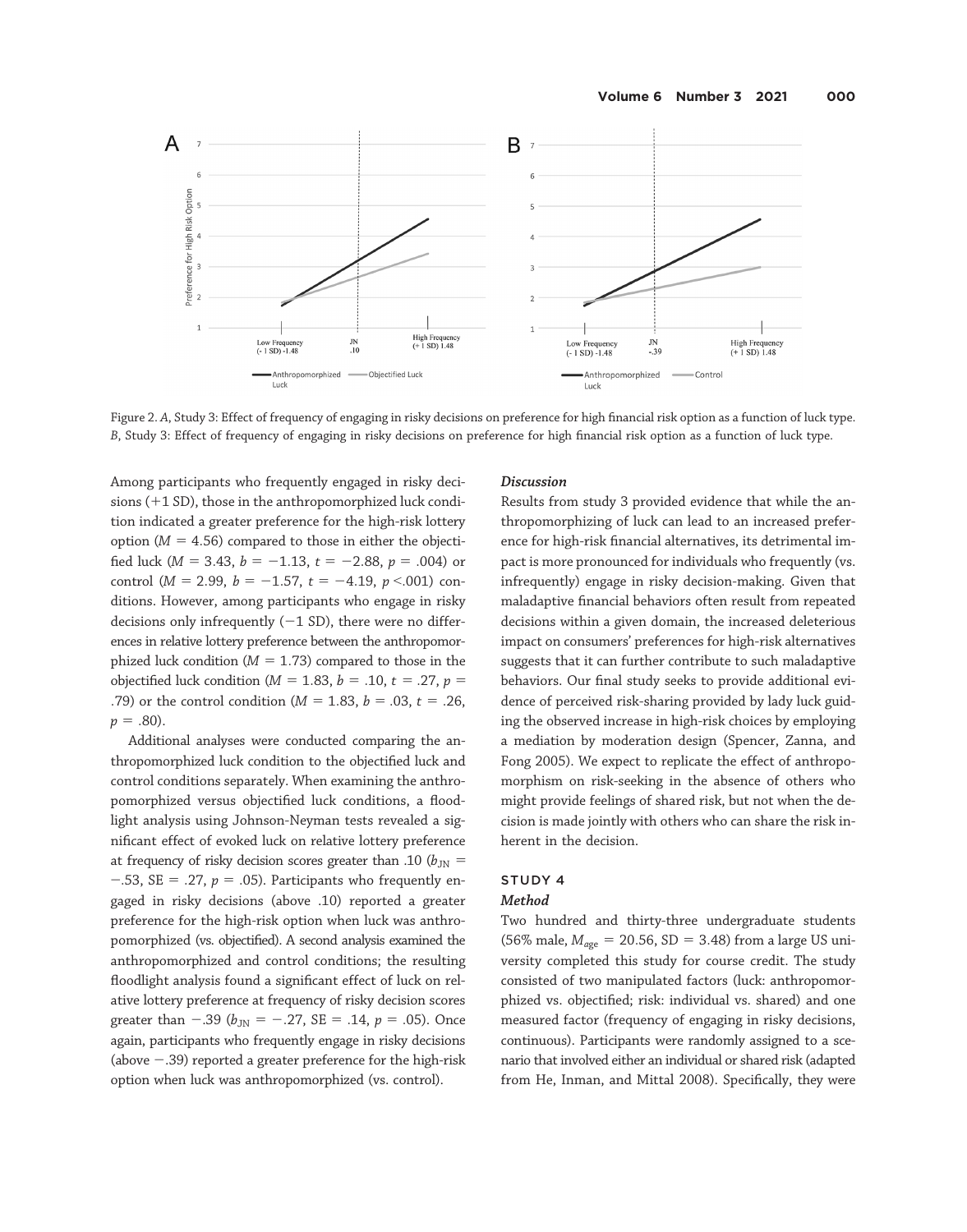Figure 2. *A*, Study 3: Effect of frequency of engaging in risky decisions on preference for high financial risk option as a function of luck type. *B*, Study 3: Effect of frequency of engaging in risky decisions on preference for high financial risk option as a function of luck type.

Among participants who frequently engaged in risky decisions (+1 SD), those in the anthropomorphized luck condition indicated a greater preference for the high-risk lottery option ($M = 4.56$) compared to those in either the objectified luck ($M = 3.43$, $b = -1.13$, $t = -2.88$, $p = .004$) or control ($M = 2.99$, $b = -1.57$, $t = -4.19$, $p < .001$) conditions. However, among participants who engage in risky decisions only infrequently (−1 SD), there were no differences in relative lottery preference between the anthropomorphized luck condition ($M = 1.73$) compared to those in the objectified luck condition ($M = 1.83$, $b = .10$, $t = .27$, $p = .79$) or the control condition ($M = 1.83$, $b = .03$, $t = .26$, $p = .80$).

Additional analyses were conducted comparing the anthropomorphized luck condition to the objectified luck and control conditions separately. When examining the anthropomorphized versus objectified luck conditions, a floodlight analysis using Johnson-Neyman tests revealed a significant effect of evoked luck on relative lottery preference at frequency of risky decision scores greater than .10 ($b_{JN} = -.53$, SE = .27, $p = .05$). Participants who frequently engaged in risky decisions (above .10) reported a greater preference for the high-risk option when luck was anthropomorphized (vs. objectified). A second analysis examined the anthropomorphized and control conditions; the resulting floodlight analysis found a significant effect of luck on relative lottery preference at frequency of risky decision scores greater than −.39 ($b_{JN} = -.27$, SE = .14, $p = .05$). Once again, participants who frequently engage in risky decisions (above −.39) reported a greater preference for the high-risk option when luck was anthropomorphized (vs. control).

### *Discussion*

Results from study 3 provided evidence that while the anthropomorphizing of luck can lead to an increased preference for high-risk financial alternatives, its detrimental impact is more pronounced for individuals who frequently (vs. infrequently) engage in risky decision-making. Given that maladaptive financial behaviors often result from repeated decisions within a given domain, the increased deleterious impact on consumers' preferences for high-risk alternatives suggests that it can further contribute to such maladaptive behaviors. Our final study seeks to provide additional evidence of perceived risk-sharing provided by lady luck guiding the observed increase in high-risk choices by employing a mediation by moderation design (Spencer, Zanna, and Fong 2005). We expect to replicate the effect of anthropomorphism on risk-seeking in the absence of others who might provide feelings of shared risk, but not when the decision is made jointly with others who can share the risk inherent in the decision.

## STUDY 4

### *Method*

Two hundred and thirty-three undergraduate students (56% male, $M_{age} = 20.56$, SD = 3.48) from a large US university completed this study for course credit. The study consisted of two manipulated factors (luck: anthropomorphized vs. objectified; risk: individual vs. shared) and one measured factor (frequency of engaging in risky decisions, continuous). Participants were randomly assigned to a scenario that involved either an individual or shared risk (adapted from He, Inman, and Mittal 2008). Specifically, they were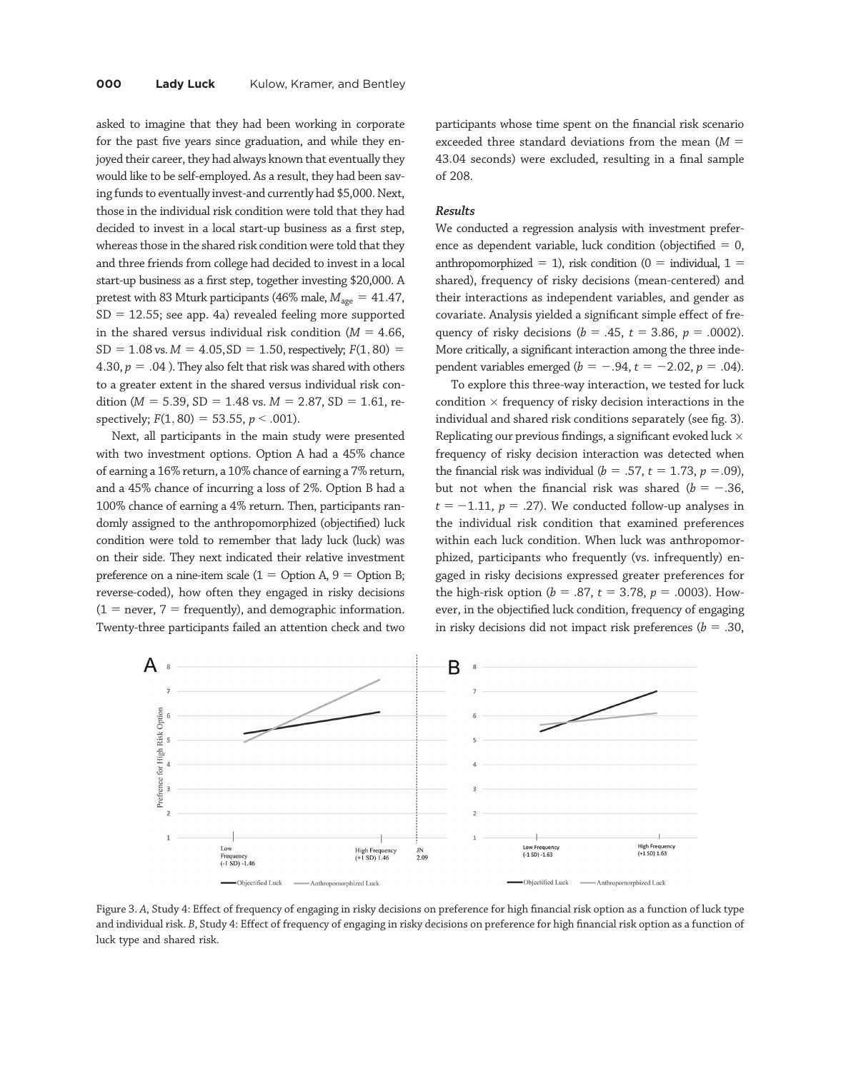asked to imagine that they had been working in corporate for the past five years since graduation, and while they enjoyed their career, they had always known that eventually they would like to be self-employed. As a result, they had been saving funds to eventually invest-and currently had $5,000. Next, those in the individual risk condition were told that they had decided to invest in a local start-up business as a first step, whereas those in the shared risk condition were told that they and three friends from college had decided to invest in a local start-up business as a first step, together investing $20,000. A pretest with 83 Mturk participants (46% male, $M_{age} = 41.47$, SD = 12.55; see app. 4a) revealed feeling more supported in the shared versus individual risk condition ($M = 4.66$, SD = 1.08 vs. $M = 4.05$, SD = 1.50, respectively; $F(1, 80) = 4.30$, $p = .04$ ). They also felt that risk was shared with others to a greater extent in the shared versus individual risk condition ($M = 5.39$, SD = 1.48 vs. $M = 2.87$, SD = 1.61, respectively; $F(1, 80) = 53.55$, $p < .001$).

Next, all participants in the main study were presented with two investment options. Option A had a 45% chance of earning a 16% return, a 10% chance of earning a 7% return, and a 45% chance of incurring a loss of 2%. Option B had a 100% chance of earning a 4% return. Then, participants randomly assigned to the anthropomorphized (objectified) luck condition were told to remember that lady luck (luck) was on their side. They next indicated their relative investment preference on a nine-item scale (1 = Option A, 9 = Option B; reverse-coded), how often they engaged in risky decisions (1 = never, 7 = frequently), and demographic information. Twenty-three participants failed an attention check and two participants whose time spent on the financial risk scenario exceeded three standard deviations from the mean ($M = 43.04$ seconds) were excluded, resulting in a final sample of 208.

### Results

We conducted a regression analysis with investment preference as dependent variable, luck condition (objectified = 0, anthropomorphized = 1), risk condition (0 = individual, 1 = shared), frequency of risky decisions (mean-centered) and their interactions as independent variables, and gender as covariate. Analysis yielded a significant simple effect of frequency of risky decisions ($b = .45$, $t = 3.86$, $p = .0002$). More critically, a significant interaction among the three independent variables emerged ($b = -.94$, $t = -2.02$, $p = .04$).

To explore this three-way interaction, we tested for luck condition × frequency of risky decision interactions in the individual and shared risk conditions separately (see fig. 3). Replicating our previous findings, a significant evoked luck × frequency of risky decision interaction was detected when the financial risk was individual ($b = .57$, $t = 1.73$, $p = .09$), but not when the financial risk was shared ($b = -.36$, $t = -1.11$, $p = .27$). We conducted follow-up analyses in the individual risk condition that examined preferences within each luck condition. When luck was anthropomorphized, participants who frequently (vs. infrequently) engaged in risky decisions expressed greater preferences for the high-risk option ($b = .87$, $t = 3.78$, $p = .0003$). However, in the objectified luck condition, frequency of engaging in risky decisions did not impact risk preferences ($b = .30$,

Figure 3. *A*, Study 4: Effect of frequency of engaging in risky decisions on preference for high financial risk option as a function of luck type and individual risk. *B*, Study 4: Effect of frequency of engaging in risky decisions on preference for high financial risk option as a function of luck type and shared risk.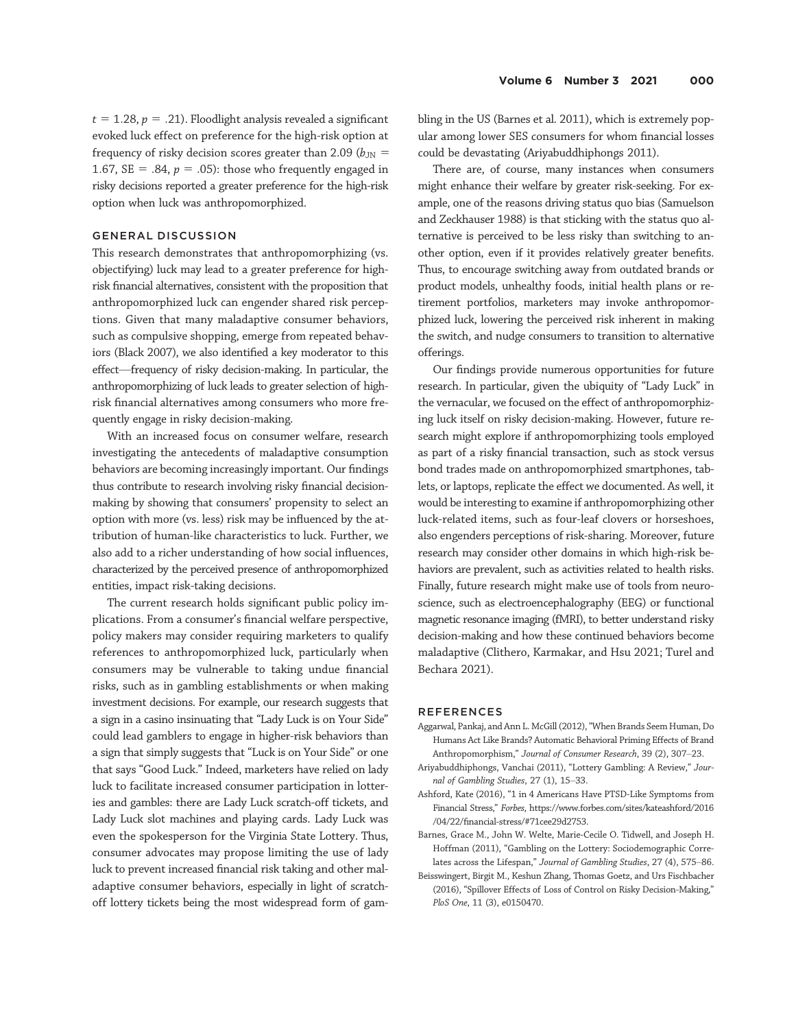$t = 1.28$, $p = .21$). Floodlight analysis revealed a significant evoked luck effect on preference for the high-risk option at frequency of risky decision scores greater than 2.09 ($b_{JN} = 1.67$, SE = .84, $p = .05$): those who frequently engaged in risky decisions reported a greater preference for the high-risk option when luck was anthropomorphized.

## GENERAL DISCUSSION

This research demonstrates that anthropomorphizing (vs. objectifying) luck may lead to a greater preference for high-risk financial alternatives, consistent with the proposition that anthropomorphized luck can engender shared risk perceptions. Given that many maladaptive consumer behaviors, such as compulsive shopping, emerge from repeated behaviors (Black 2007), we also identified a key moderator to this effect—frequency of risky decision-making. In particular, the anthropomorphizing of luck leads to greater selection of high-risk financial alternatives among consumers who more frequently engage in risky decision-making.

With an increased focus on consumer welfare, research investigating the antecedents of maladaptive consumption behaviors are becoming increasingly important. Our findings thus contribute to research involving risky financial decision-making by showing that consumers' propensity to select an option with more (vs. less) risk may be influenced by the attribution of human-like characteristics to luck. Further, we also add to a richer understanding of how social influences, characterized by the perceived presence of anthropomorphized entities, impact risk-taking decisions.

The current research holds significant public policy implications. From a consumer's financial welfare perspective, policy makers may consider requiring marketers to qualify references to anthropomorphized luck, particularly when consumers may be vulnerable to taking undue financial risks, such as in gambling establishments or when making investment decisions. For example, our research suggests that a sign in a casino insinuating that "Lady Luck is on Your Side" could lead gamblers to engage in higher-risk behaviors than a sign that simply suggests that "Luck is on Your Side" or one that says "Good Luck." Indeed, marketers have relied on lady luck to facilitate increased consumer participation in lotteries and gambles: there are Lady Luck scratch-off tickets, and Lady Luck slot machines and playing cards. Lady Luck was even the spokesperson for the Virginia State Lottery. Thus, consumer advocates may propose limiting the use of lady luck to prevent increased financial risk taking and other maladaptive consumer behaviors, especially in light of scratch-off lottery tickets being the most widespread form of gambling in the US (Barnes et al. 2011), which is extremely popular among lower SES consumers for whom financial losses could be devastating (Ariyabuddhiphongs 2011).

There are, of course, many instances when consumers might enhance their welfare by greater risk-seeking. For example, one of the reasons driving status quo bias (Samuelson and Zeckhauser 1988) is that sticking with the status quo alternative is perceived to be less risky than switching to another option, even if it provides relatively greater benefits. Thus, to encourage switching away from outdated brands or product models, unhealthy foods, initial health plans or retirement portfolios, marketers may invoke anthropomorphized luck, lowering the perceived risk inherent in making the switch, and nudge consumers to transition to alternative offerings.

Our findings provide numerous opportunities for future research. In particular, given the ubiquity of "Lady Luck" in the vernacular, we focused on the effect of anthropomorphizing luck itself on risky decision-making. However, future research might explore if anthropomorphizing tools employed as part of a risky financial transaction, such as stock versus bond trades made on anthropomorphized smartphones, tablets, or laptops, replicate the effect we documented. As well, it would be interesting to examine if anthropomorphizing other luck-related items, such as four-leaf clovers or horseshoes, also engenders perceptions of risk-sharing. Moreover, future research may consider other domains in which high-risk behaviors are prevalent, such as activities related to health risks. Finally, future research might make use of tools from neuroscience, such as electroencephalography (EEG) or functional magnetic resonance imaging (fMRI), to better understand risky decision-making and how these continued behaviors become maladaptive (Clithero, Karmakar, and Hsu 2021; Turel and Bechara 2021).

## REFERENCES

Aggarwal, Pankaj, and Ann L. McGill (2012), "When Brands Seem Human, Do Humans Act Like Brands? Automatic Behavioral Priming Effects of Brand Anthropomorphism," *Journal of Consumer Research*, 39 (2), 307–23.

Ariyabuddhiphongs, Vanchai (2011), "Lottery Gambling: A Review," *Journal of Gambling Studies*, 27 (1), 15–33.

Ashford, Kate (2016), "1 in 4 Americans Have PTSD-Like Symptoms from Financial Stress," *Forbes*, https://www.forbes.com/sites/kateashford/2016/04/22/financial-stress/#71cee29d2753.

Barnes, Grace M., John W. Welte, Marie-Cecile O. Tidwell, and Joseph H. Hoffman (2011), "Gambling on the Lottery: Sociodemographic Correlates across the Lifespan," *Journal of Gambling Studies*, 27 (4), 575–86.

Beisswingert, Birgit M., Keshun Zhang, Thomas Goetz, and Urs Fischbacher (2016), "Spillover Effects of Loss of Control on Risky Decision-Making," *PloS One*, 11 (3), e0150470.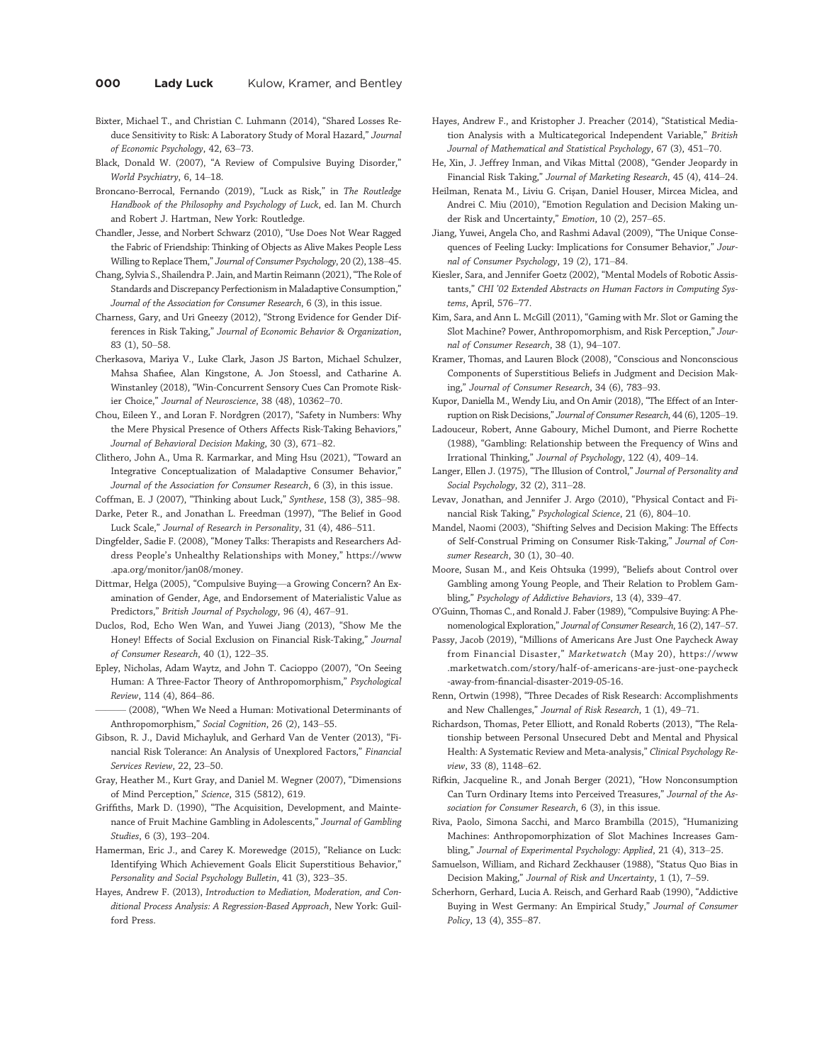Bixter, Michael T., and Christian C. Luhmann (2014), "Shared Losses Reduce Sensitivity to Risk: A Laboratory Study of Moral Hazard," *Journal of Economic Psychology*, 42, 63–73.

Black, Donald W. (2007), "A Review of Compulsive Buying Disorder," *World Psychiatry*, 6, 14–18.

Broncano-Berrocal, Fernando (2019), "Luck as Risk," in *The Routledge Handbook of the Philosophy and Psychology of Luck*, ed. Ian M. Church and Robert J. Hartman, New York: Routledge.

Chandler, Jesse, and Norbert Schwarz (2010), "Use Does Not Wear Ragged the Fabric of Friendship: Thinking of Objects as Alive Makes People Less Willing to Replace Them," *Journal of Consumer Psychology*, 20 (2), 138–45.

Chang, Sylvia S., Shailendra P. Jain, and Martin Reimann (2021), "The Role of Standards and Discrepancy Perfectionism in Maladaptive Consumption," *Journal of the Association for Consumer Research*, 6 (3), in this issue.

Charness, Gary, and Uri Gneezy (2012), "Strong Evidence for Gender Differences in Risk Taking," *Journal of Economic Behavior & Organization*, 83 (1), 50–58.

Cherkasova, Mariya V., Luke Clark, Jason JS Barton, Michael Schulzer, Mahsa Shafiee, Alan Kingstone, A. Jon Stoessl, and Catharine A. Winstanley (2018), "Win-Concurrent Sensory Cues Can Promote Riskier Choice," *Journal of Neuroscience*, 38 (48), 10362–70.

Chou, Eileen Y., and Loran F. Nordgren (2017), "Safety in Numbers: Why the Mere Physical Presence of Others Affects Risk-Taking Behaviors," *Journal of Behavioral Decision Making*, 30 (3), 671–82.

Clithero, John A., Uma R. Karmarkar, and Ming Hsu (2021), "Toward an Integrative Conceptualization of Maladaptive Consumer Behavior," *Journal of the Association for Consumer Research*, 6 (3), in this issue.

Coffman, E. J (2007), "Thinking about Luck," *Synthese*, 158 (3), 385–98.

Darke, Peter R., and Jonathan L. Freedman (1997), "The Belief in Good Luck Scale," *Journal of Research in Personality*, 31 (4), 486–511.

Dingfelder, Sadie F. (2008), "Money Talks: Therapists and Researchers Address People's Unhealthy Relationships with Money," https://www.apa.org/monitor/jan08/money.

Dittmar, Helga (2005), "Compulsive Buying—a Growing Concern? An Examination of Gender, Age, and Endorsement of Materialistic Value as Predictors," *British Journal of Psychology*, 96 (4), 467–91.

Duclos, Rod, Echo Wen Wan, and Yuwei Jiang (2013), "Show Me the Honey! Effects of Social Exclusion on Financial Risk-Taking," *Journal of Consumer Research*, 40 (1), 122–35.

Epley, Nicholas, Adam Waytz, and John T. Cacioppo (2007), "On Seeing Human: A Three-Factor Theory of Anthropomorphism," *Psychological Review*, 114 (4), 864–86.

——— (2008), "When We Need a Human: Motivational Determinants of Anthropomorphism," *Social Cognition*, 26 (2), 143–55.

Gibson, R. J., David Michayluk, and Gerhard Van de Venter (2013), "Financial Risk Tolerance: An Analysis of Unexplored Factors," *Financial Services Review*, 22, 23–50.

Gray, Heather M., Kurt Gray, and Daniel M. Wegner (2007), "Dimensions of Mind Perception," *Science*, 315 (5812), 619.

Griffiths, Mark D. (1990), "The Acquisition, Development, and Maintenance of Fruit Machine Gambling in Adolescents," *Journal of Gambling Studies*, 6 (3), 193–204.

Hamerman, Eric J., and Carey K. Morewedge (2015), "Reliance on Luck: Identifying Which Achievement Goals Elicit Superstitious Behavior," *Personality and Social Psychology Bulletin*, 41 (3), 323–35.

Hayes, Andrew F. (2013), *Introduction to Mediation, Moderation, and Conditional Process Analysis: A Regression-Based Approach*, New York: Guilford Press.

Hayes, Andrew F., and Kristopher J. Preacher (2014), "Statistical Mediation Analysis with a Multicategorical Independent Variable," *British Journal of Mathematical and Statistical Psychology*, 67 (3), 451–70.

He, Xin, J. Jeffrey Inman, and Vikas Mittal (2008), "Gender Jeopardy in Financial Risk Taking," *Journal of Marketing Research*, 45 (4), 414–24.

Heilman, Renata M., Liviu G. Crişan, Daniel Houser, Mircea Miclea, and Andrei C. Miu (2010), "Emotion Regulation and Decision Making under Risk and Uncertainty," *Emotion*, 10 (2), 257–65.

Jiang, Yuwei, Angela Cho, and Rashmi Adaval (2009), "The Unique Consequences of Feeling Lucky: Implications for Consumer Behavior," *Journal of Consumer Psychology*, 19 (2), 171–84.

Kiesler, Sara, and Jennifer Goetz (2002), "Mental Models of Robotic Assistants," *CHI '02 Extended Abstracts on Human Factors in Computing Systems*, April, 576–77.

Kim, Sara, and Ann L. McGill (2011), "Gaming with Mr. Slot or Gaming the Slot Machine? Power, Anthropomorphism, and Risk Perception," *Journal of Consumer Research*, 38 (1), 94–107.

Kramer, Thomas, and Lauren Block (2008), "Conscious and Nonconscious Components of Superstitious Beliefs in Judgment and Decision Making," *Journal of Consumer Research*, 34 (6), 783–93.

Kupor, Daniella M., Wendy Liu, and On Amir (2018), "The Effect of an Interruption on Risk Decisions," *Journal of Consumer Research*, 44 (6), 1205–19.

Ladouceur, Robert, Anne Gaboury, Michel Dumont, and Pierre Rochette (1988), "Gambling: Relationship between the Frequency of Wins and Irrational Thinking," *Journal of Psychology*, 122 (4), 409–14.

Langer, Ellen J. (1975), "The Illusion of Control," *Journal of Personality and Social Psychology*, 32 (2), 311–28.

Levav, Jonathan, and Jennifer J. Argo (2010), "Physical Contact and Financial Risk Taking," *Psychological Science*, 21 (6), 804–10.

Mandel, Naomi (2003), "Shifting Selves and Decision Making: The Effects of Self-Construal Priming on Consumer Risk-Taking," *Journal of Consumer Research*, 30 (1), 30–40.

Moore, Susan M., and Keis Ohtsuka (1999), "Beliefs about Control over Gambling among Young People, and Their Relation to Problem Gambling," *Psychology of Addictive Behaviors*, 13 (4), 339–47.

O'Guinn, Thomas C., and Ronald J. Faber (1989), "Compulsive Buying: A Phenomenological Exploration," *Journal of Consumer Research*, 16 (2), 147–57.

Passy, Jacob (2019), "Millions of Americans Are Just One Paycheck Away from Financial Disaster," *Marketwatch* (May 20), https://www.marketwatch.com/story/half-of-americans-are-just-one-paycheck-away-from-financial-disaster-2019-05-16.

Renn, Ortwin (1998), "Three Decades of Risk Research: Accomplishments and New Challenges," *Journal of Risk Research*, 1 (1), 49–71.

Richardson, Thomas, Peter Elliott, and Ronald Roberts (2013), "The Relationship between Personal Unsecured Debt and Mental and Physical Health: A Systematic Review and Meta-analysis," *Clinical Psychology Review*, 33 (8), 1148–62.

Rifkin, Jacqueline R., and Jonah Berger (2021), "How Nonconsumption Can Turn Ordinary Items into Perceived Treasures," *Journal of the Association for Consumer Research*, 6 (3), in this issue.

Riva, Paolo, Simona Sacchi, and Marco Brambilla (2015), "Humanizing Machines: Anthropomorphization of Slot Machines Increases Gambling," *Journal of Experimental Psychology: Applied*, 21 (4), 313–25.

Samuelson, William, and Richard Zeckhauser (1988), "Status Quo Bias in Decision Making," *Journal of Risk and Uncertainty*, 1 (1), 7–59.

Scherhorn, Gerhard, Lucia A. Reisch, and Gerhard Raab (1990), "Addictive Buying in West Germany: An Empirical Study," *Journal of Consumer Policy*, 13 (4), 355–87.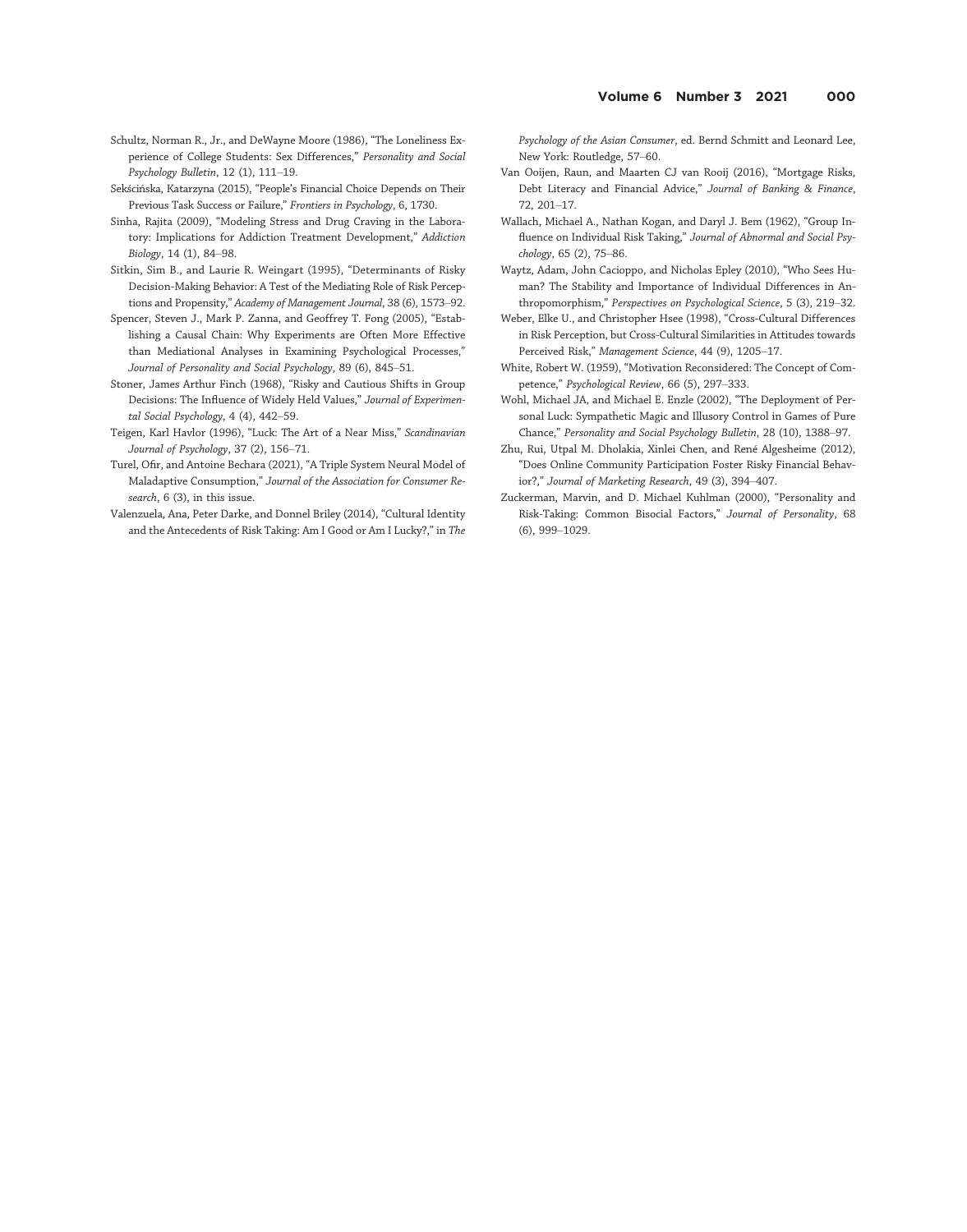Schultz, Norman R., Jr., and DeWayne Moore (1986), "The Loneliness Experience of College Students: Sex Differences," *Personality and Social Psychology Bulletin*, 12 (1), 111–19.

Sekścińska, Katarzyna (2015), "People's Financial Choice Depends on Their Previous Task Success or Failure," *Frontiers in Psychology*, 6, 1730.

Sinha, Rajita (2009), "Modeling Stress and Drug Craving in the Laboratory: Implications for Addiction Treatment Development," *Addiction Biology*, 14 (1), 84–98.

Sitkin, Sim B., and Laurie R. Weingart (1995), "Determinants of Risky Decision-Making Behavior: A Test of the Mediating Role of Risk Perceptions and Propensity," *Academy of Management Journal*, 38 (6), 1573–92.

Spencer, Steven J., Mark P. Zanna, and Geoffrey T. Fong (2005), "Establishing a Causal Chain: Why Experiments are Often More Effective than Mediational Analyses in Examining Psychological Processes," *Journal of Personality and Social Psychology*, 89 (6), 845–51.

Stoner, James Arthur Finch (1968), "Risky and Cautious Shifts in Group Decisions: The Influence of Widely Held Values," *Journal of Experimental Social Psychology*, 4 (4), 442–59.

Teigen, Karl Havlor (1996), "Luck: The Art of a Near Miss," *Scandinavian Journal of Psychology*, 37 (2), 156–71.

Turel, Ofir, and Antoine Bechara (2021), "A Triple System Neural Model of Maladaptive Consumption," *Journal of the Association for Consumer Research*, 6 (3), in this issue.

Valenzuela, Ana, Peter Darke, and Donnel Briley (2014), "Cultural Identity and the Antecedents of Risk Taking: Am I Good or Am I Lucky?," in *The Psychology of the Asian Consumer*, ed. Bernd Schmitt and Leonard Lee, New York: Routledge, 57–60.

Van Ooijen, Raun, and Maarten CJ van Rooij (2016), "Mortgage Risks, Debt Literacy and Financial Advice," *Journal of Banking & Finance*, 72, 201–17.

Wallach, Michael A., Nathan Kogan, and Daryl J. Bem (1962), "Group Influence on Individual Risk Taking," *Journal of Abnormal and Social Psychology*, 65 (2), 75–86.

Waytz, Adam, John Cacioppo, and Nicholas Epley (2010), "Who Sees Human? The Stability and Importance of Individual Differences in Anthropomorphism," *Perspectives on Psychological Science*, 5 (3), 219–32.

Weber, Elke U., and Christopher Hsee (1998), "Cross-Cultural Differences in Risk Perception, but Cross-Cultural Similarities in Attitudes towards Perceived Risk," *Management Science*, 44 (9), 1205–17.

White, Robert W. (1959), "Motivation Reconsidered: The Concept of Competence," *Psychological Review*, 66 (5), 297–333.

Wohl, Michael JA, and Michael E. Enzle (2002), "The Deployment of Personal Luck: Sympathetic Magic and Illusory Control in Games of Pure Chance," *Personality and Social Psychology Bulletin*, 28 (10), 1388–97.

Zhu, Rui, Utpal M. Dholakia, Xinlei Chen, and René Algesheime (2012), "Does Online Community Participation Foster Risky Financial Behavior?," *Journal of Marketing Research*, 49 (3), 394–407.

Zuckerman, Marvin, and D. Michael Kuhlman (2000), "Personality and Risk-Taking: Common Bisocial Factors," *Journal of Personality*, 68 (6), 999–1029.